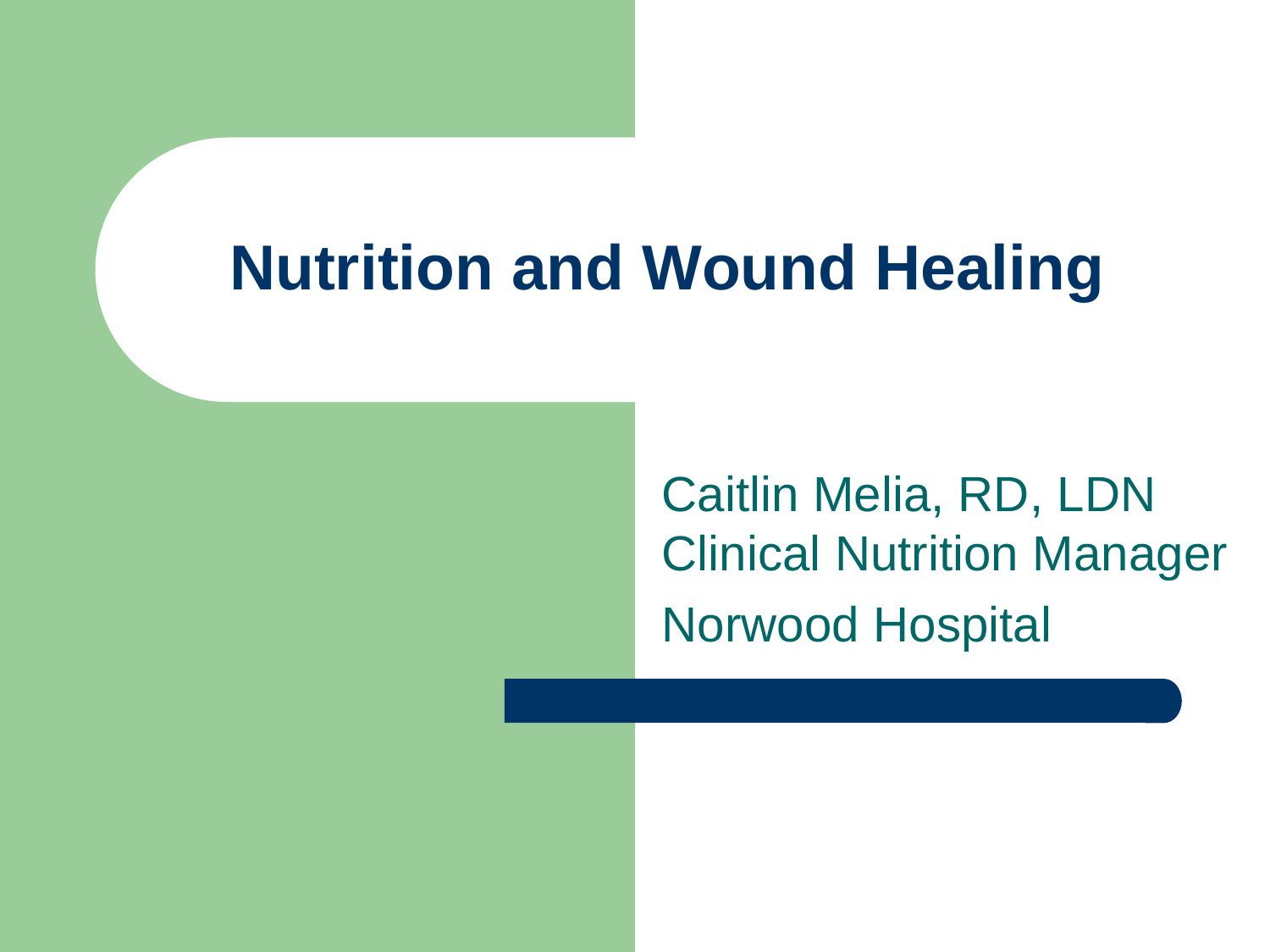# Nutrition and Wound Healing

Caitlin Melia, RD, LDN
Clinical Nutrition Manager
Norwood Hospital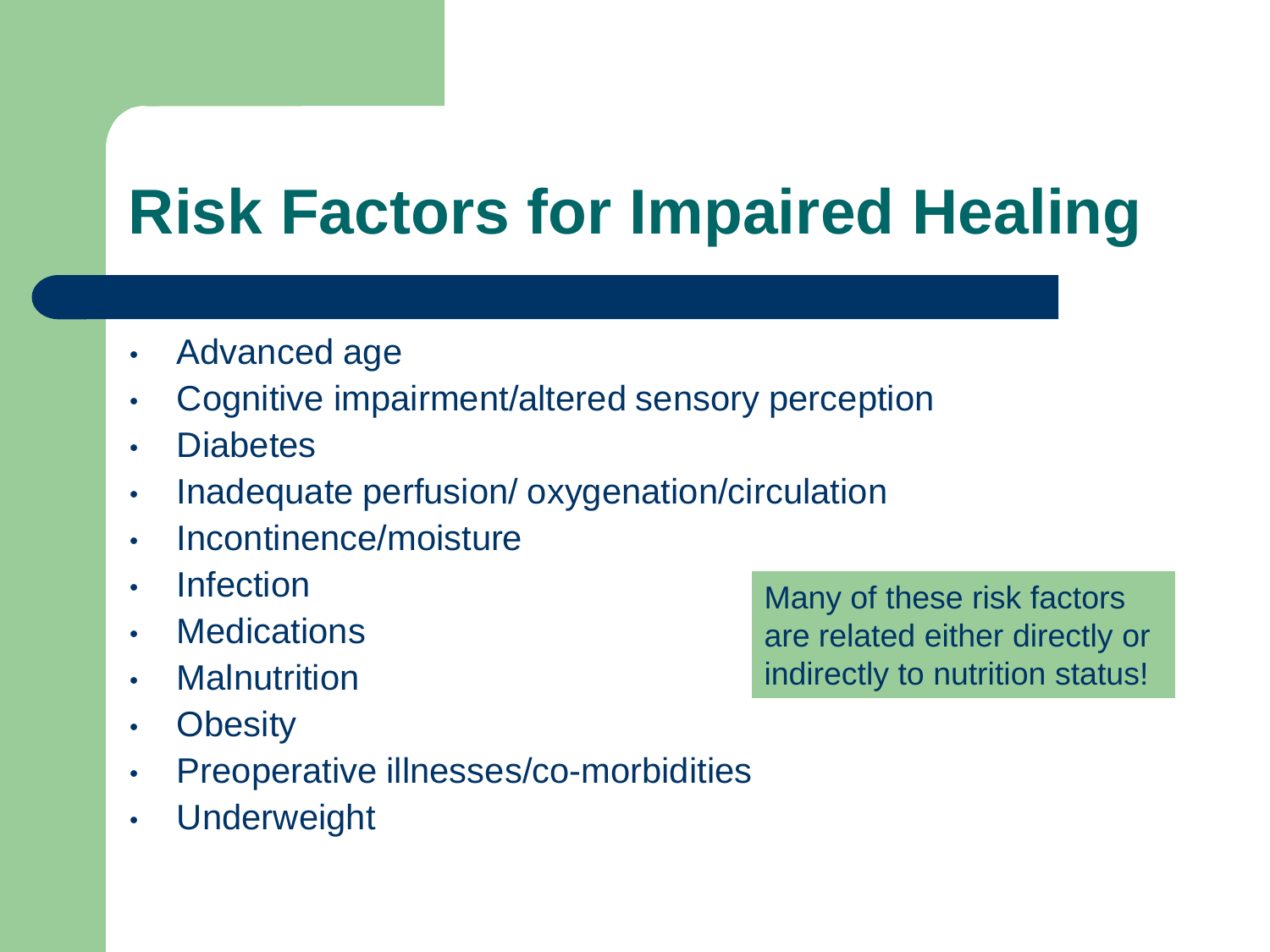# Risk Factors for Impaired Healing

- Advanced age
- Cognitive impairment/altered sensory perception
- Diabetes
- Inadequate perfusion/ oxygenation/circulation
- Incontinence/moisture
- Infection
- Medications
- Malnutrition
- Obesity
- Preoperative illnesses/co-morbidities
- Underweight

Many of these risk factors are related either directly or indirectly to nutrition status!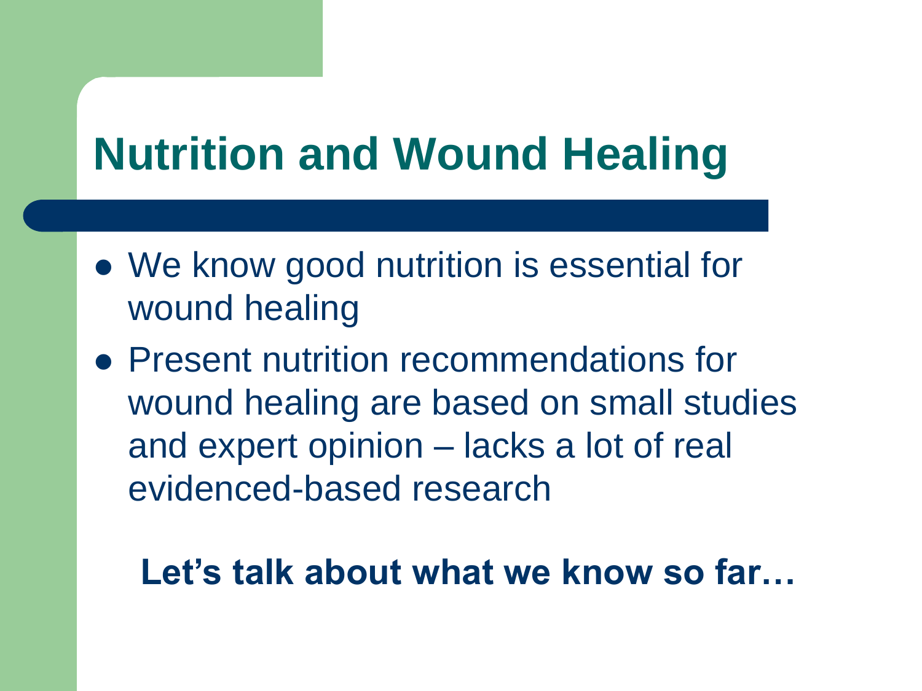# Nutrition and Wound Healing

- We know good nutrition is essential for wound healing
- Present nutrition recommendations for wound healing are based on small studies and expert opinion – lacks a lot of real evidenced-based research

**Let's talk about what we know so far…**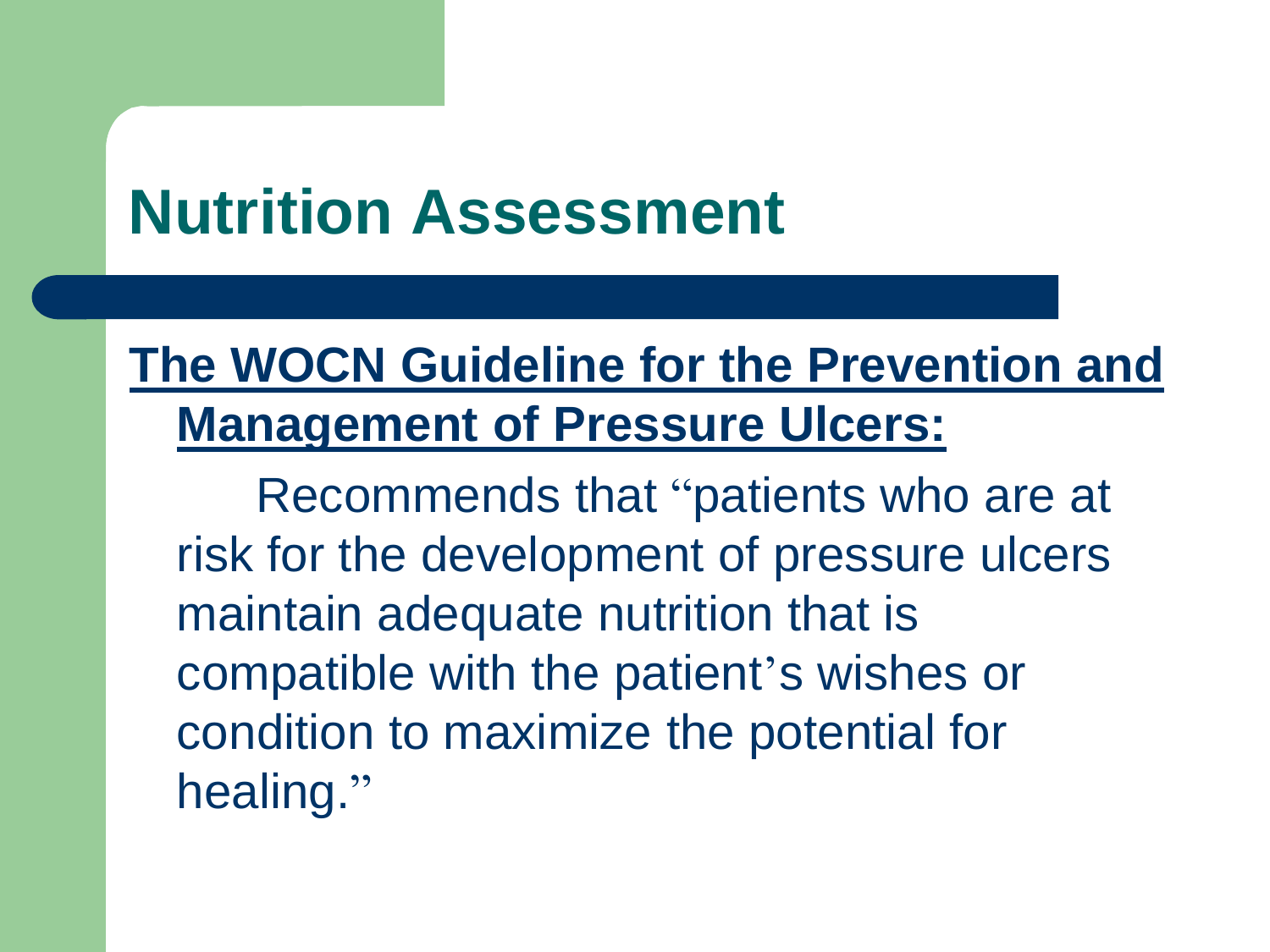# Nutrition Assessment

**The WOCN Guideline for the Prevention and Management of Pressure Ulcers:**

Recommends that "patients who are at risk for the development of pressure ulcers maintain adequate nutrition that is compatible with the patient's wishes or condition to maximize the potential for healing."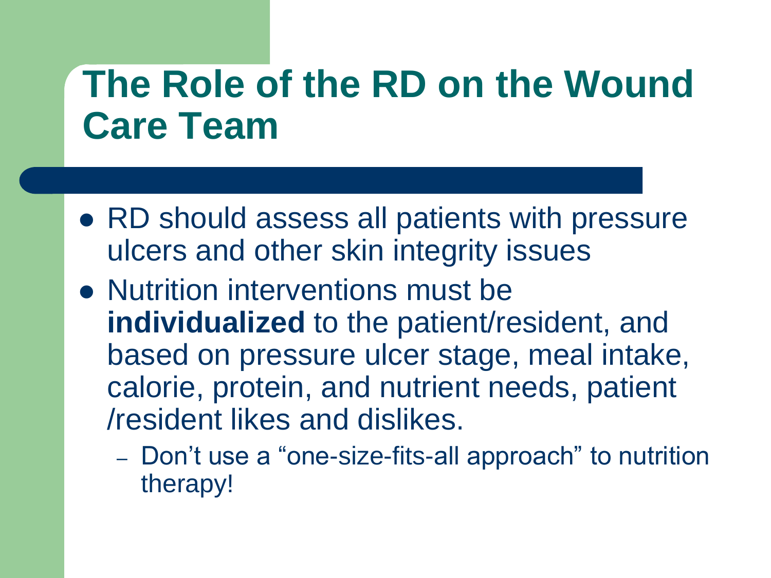# The Role of the RD on the Wound Care Team

- RD should assess all patients with pressure ulcers and other skin integrity issues
- Nutrition interventions must be **individualized** to the patient/resident, and based on pressure ulcer stage, meal intake, calorie, protein, and nutrient needs, patient /resident likes and dislikes.
  - Don't use a "one-size-fits-all approach" to nutrition therapy!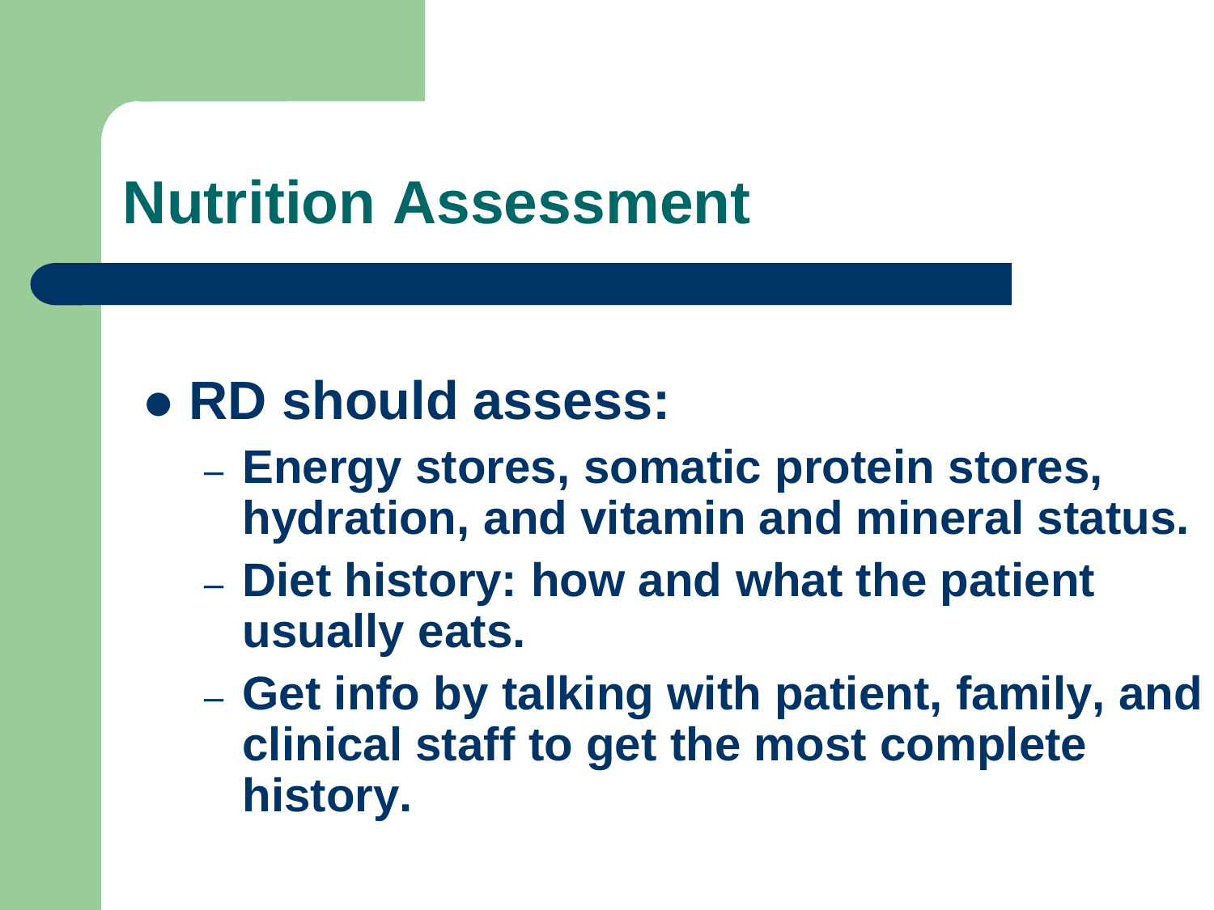# Nutrition Assessment

- **RD should assess:**
  - **Energy stores, somatic protein stores, hydration, and vitamin and mineral status.**
  - **Diet history: how and what the patient usually eats.**
  - **Get info by talking with patient, family, and clinical staff to get the most complete history.**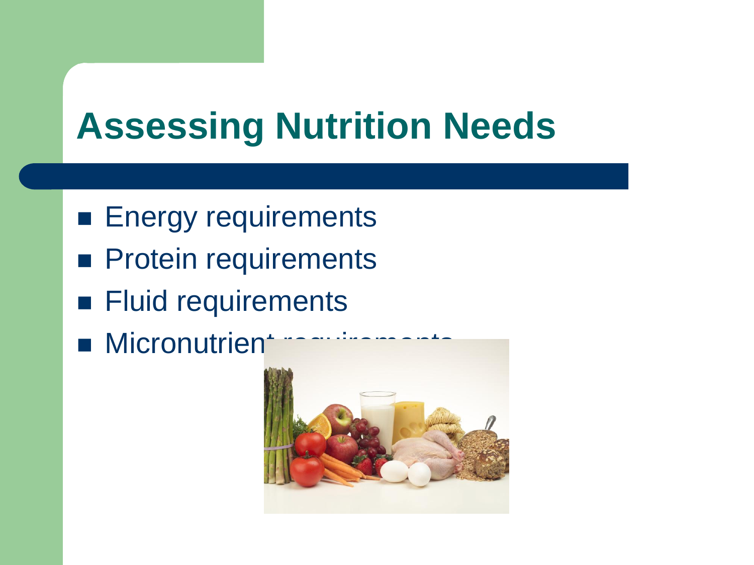# Assessing Nutrition Needs

- Energy requirements
- Protein requirements
- Fluid requirements
- Micronutrient requirements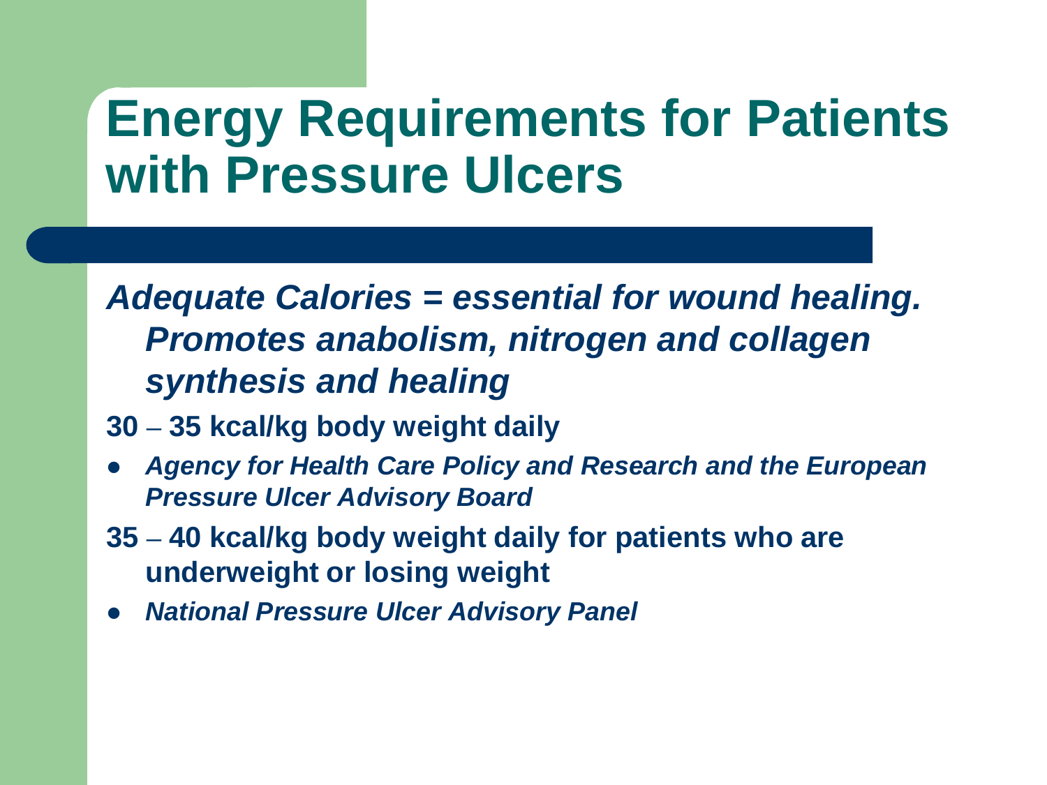# Energy Requirements for Patients with Pressure Ulcers

***Adequate Calories = essential for wound healing. Promotes anabolism, nitrogen and collagen synthesis and healing***

**30 – 35 kcal/kg body weight daily**

- ***Agency for Health Care Policy and Research and the European Pressure Ulcer Advisory Board***

**35 – 40 kcal/kg body weight daily for patients who are underweight or losing weight**

- ***National Pressure Ulcer Advisory Panel***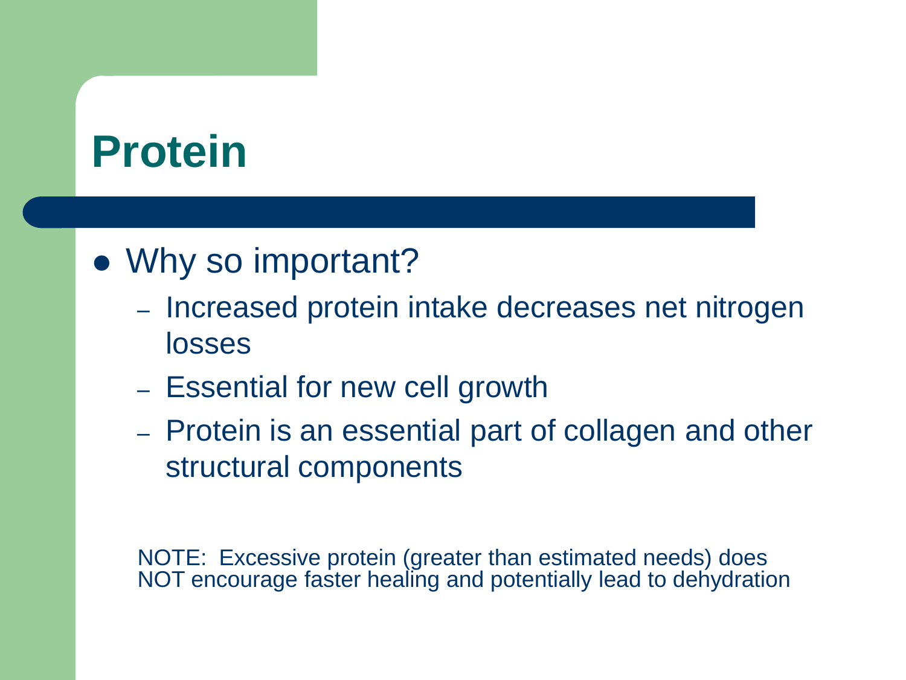# Protein

- Why so important?
  - Increased protein intake decreases net nitrogen losses
  - Essential for new cell growth
  - Protein is an essential part of collagen and other structural components

NOTE: Excessive protein (greater than estimated needs) does NOT encourage faster healing and potentially lead to dehydration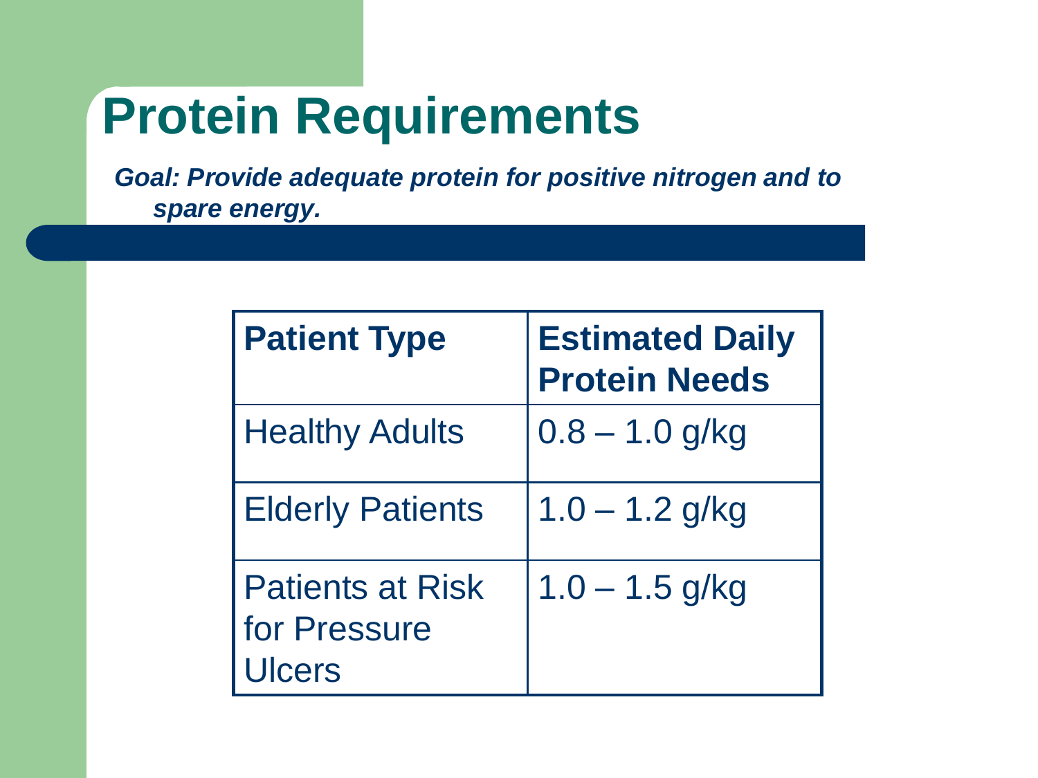# Protein Requirements

***Goal: Provide adequate protein for positive nitrogen and to spare energy.***

| Patient Type | Estimated Daily Protein Needs |
|---|---|
| Healthy Adults | 0.8 – 1.0 g/kg |
| Elderly Patients | 1.0 – 1.2 g/kg |
| Patients at Risk for Pressure Ulcers | 1.0 – 1.5 g/kg |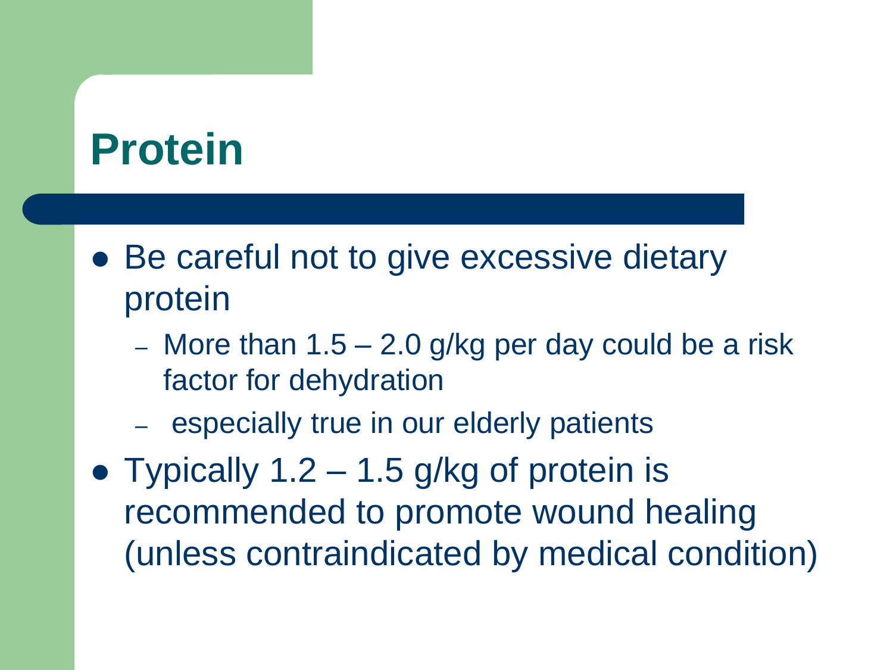# Protein

- Be careful not to give excessive dietary protein
  - More than 1.5 – 2.0 g/kg per day could be a risk factor for dehydration
  - especially true in our elderly patients
- Typically 1.2 – 1.5 g/kg of protein is recommended to promote wound healing (unless contraindicated by medical condition)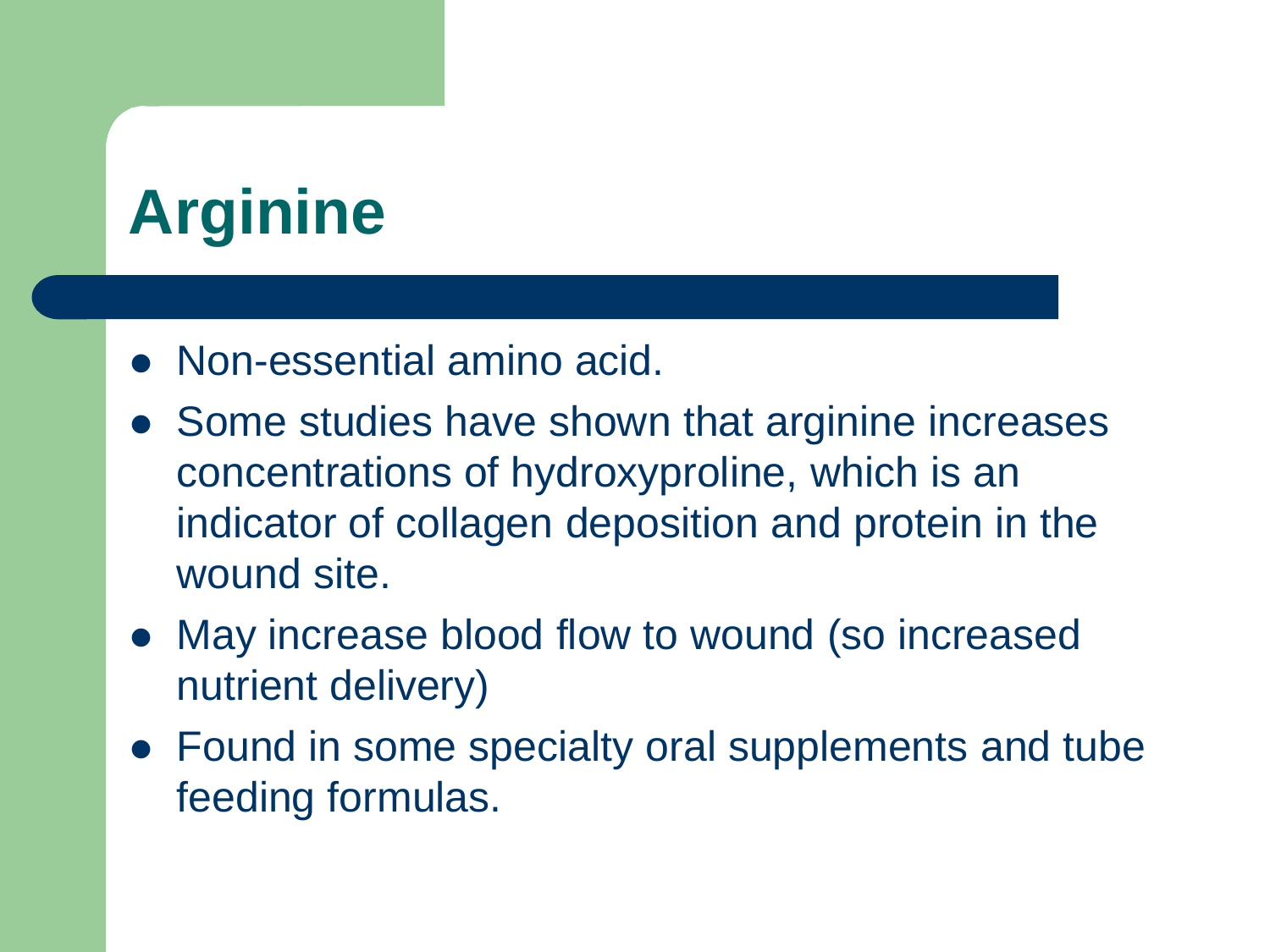# Arginine

- Non-essential amino acid.
- Some studies have shown that arginine increases concentrations of hydroxyproline, which is an indicator of collagen deposition and protein in the wound site.
- May increase blood flow to wound (so increased nutrient delivery)
- Found in some specialty oral supplements and tube feeding formulas.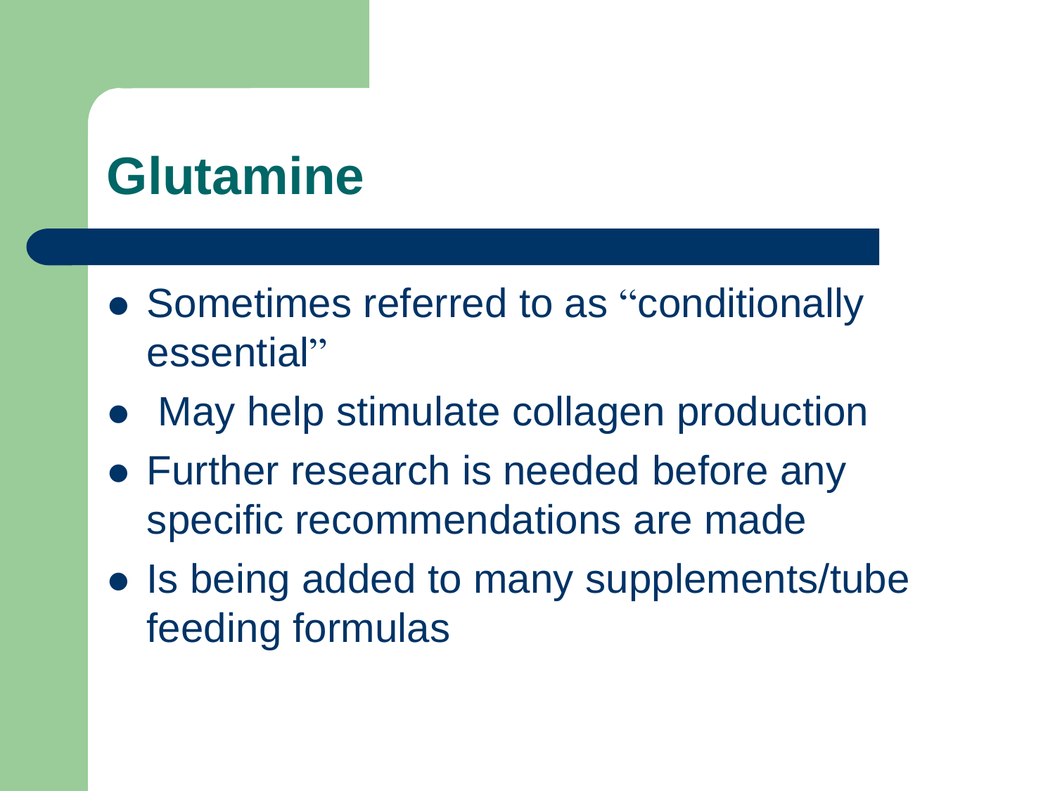# Glutamine

- Sometimes referred to as "conditionally essential"
- May help stimulate collagen production
- Further research is needed before any specific recommendations are made
- Is being added to many supplements/tube feeding formulas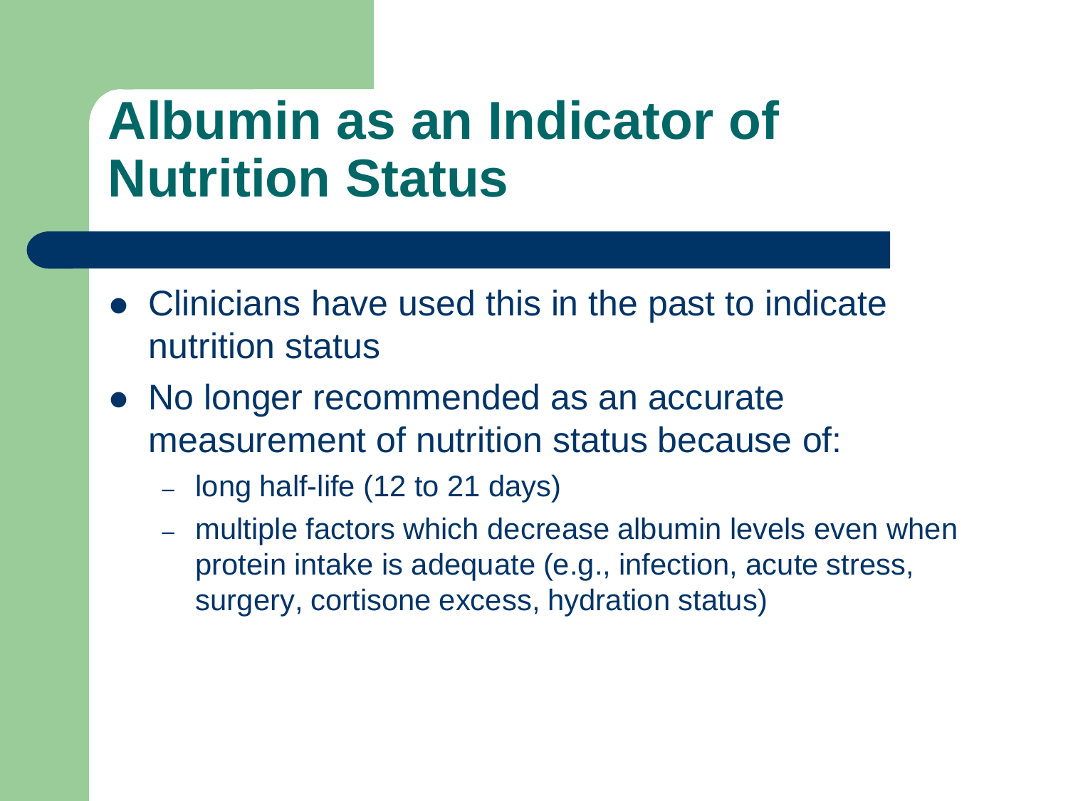# Albumin as an Indicator of Nutrition Status

- Clinicians have used this in the past to indicate nutrition status
- No longer recommended as an accurate measurement of nutrition status because of:
  - long half-life (12 to 21 days)
  - multiple factors which decrease albumin levels even when protein intake is adequate (e.g., infection, acute stress, surgery, cortisone excess, hydration status)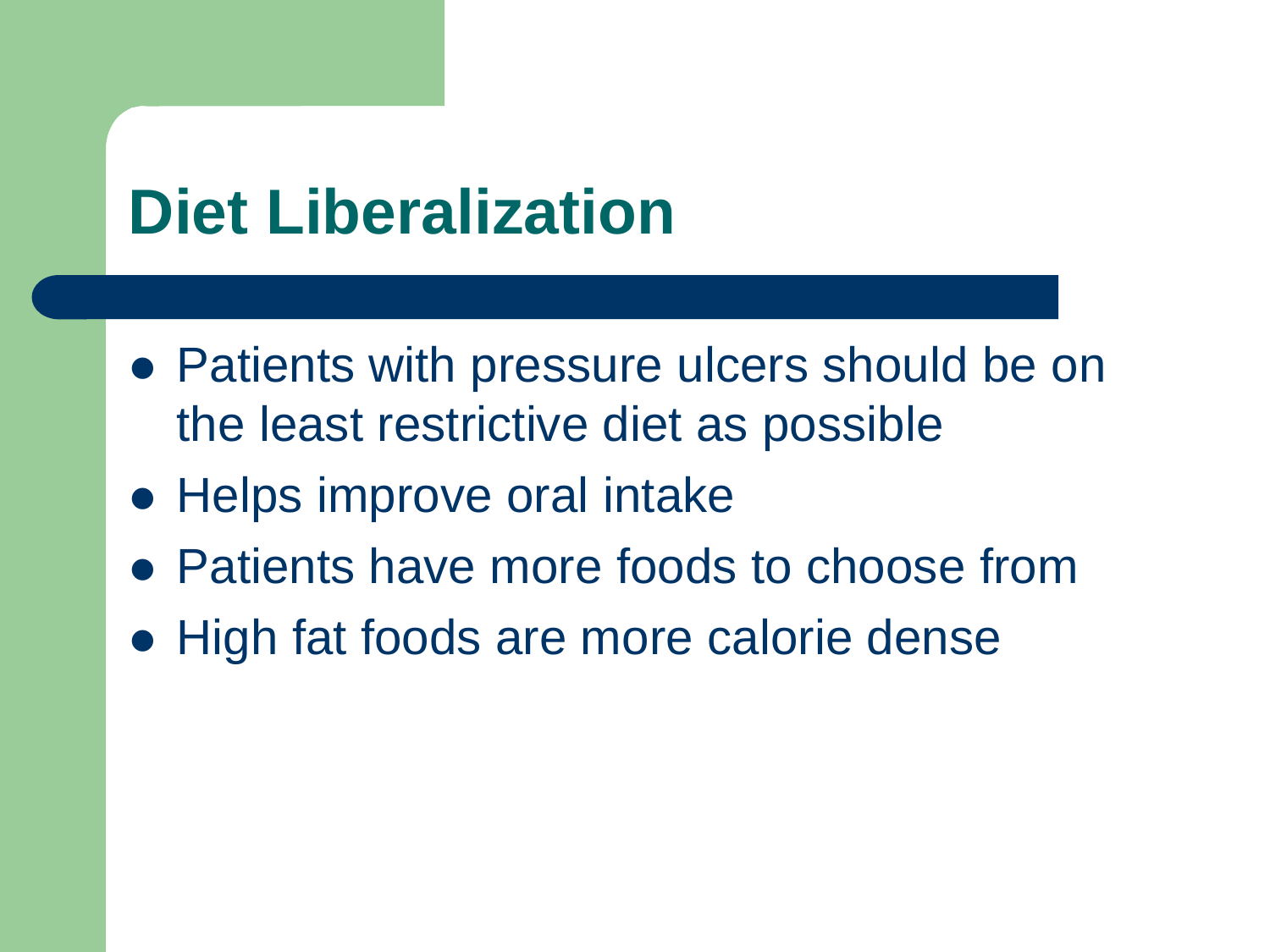# Diet Liberalization

- Patients with pressure ulcers should be on the least restrictive diet as possible
- Helps improve oral intake
- Patients have more foods to choose from
- High fat foods are more calorie dense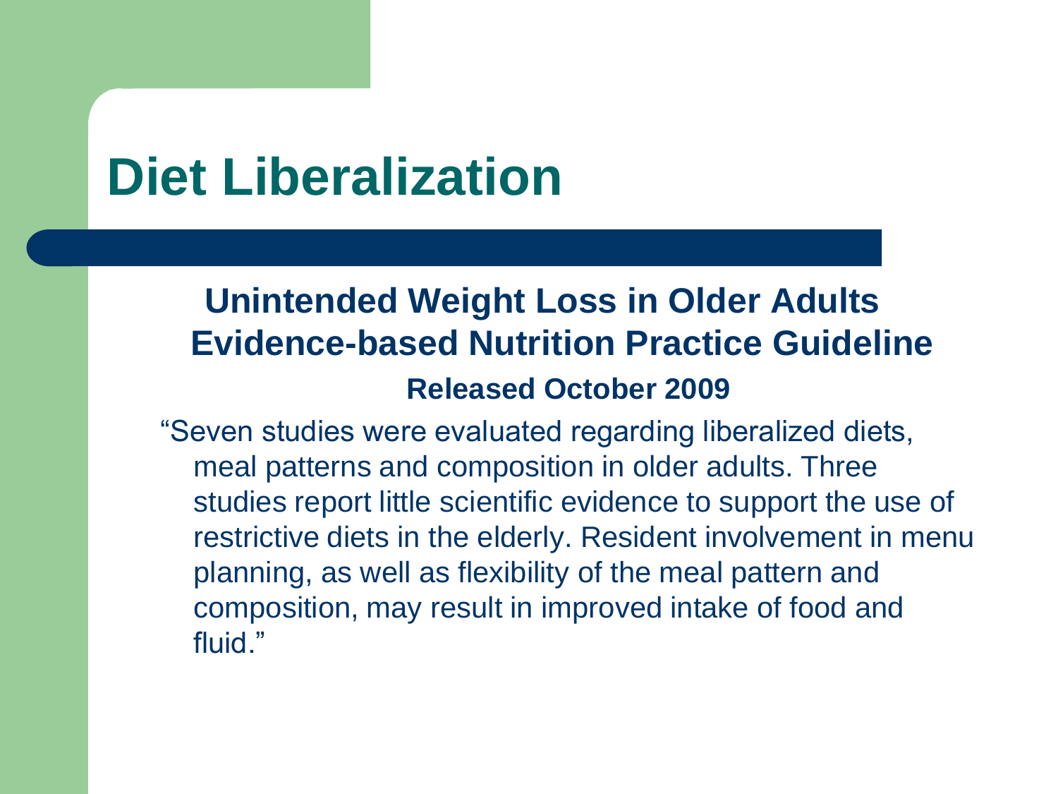# Diet Liberalization

**Unintended Weight Loss in Older Adults Evidence-based Nutrition Practice Guideline**

**Released October 2009**

"Seven studies were evaluated regarding liberalized diets, meal patterns and composition in older adults. Three studies report little scientific evidence to support the use of restrictive diets in the elderly. Resident involvement in menu planning, as well as flexibility of the meal pattern and composition, may result in improved intake of food and fluid."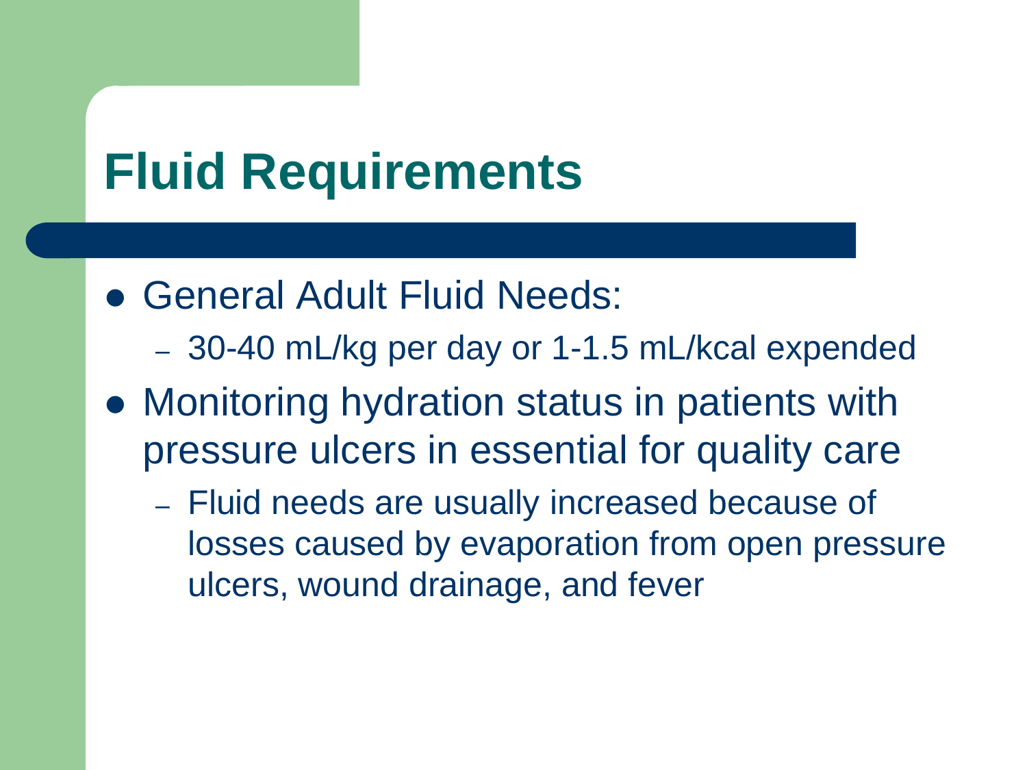# Fluid Requirements

- General Adult Fluid Needs:
  - 30-40 mL/kg per day or 1-1.5 mL/kcal expended
- Monitoring hydration status in patients with pressure ulcers in essential for quality care
  - Fluid needs are usually increased because of losses caused by evaporation from open pressure ulcers, wound drainage, and fever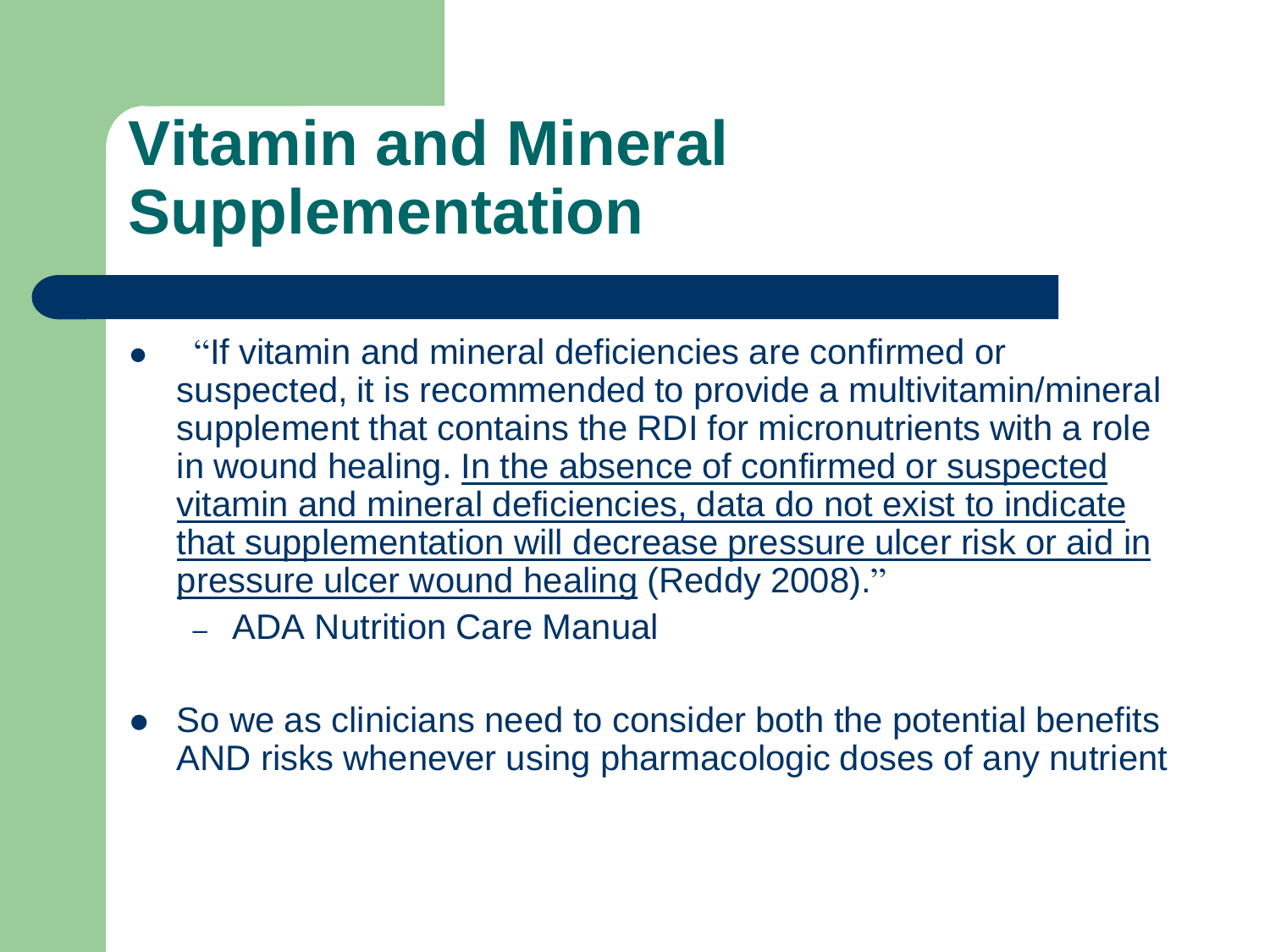# Vitamin and Mineral Supplementation

- "If vitamin and mineral deficiencies are confirmed or suspected, it is recommended to provide a multivitamin/mineral supplement that contains the RDI for micronutrients with a role in wound healing. <u>In the absence of confirmed or suspected vitamin and mineral deficiencies, data do not exist to indicate that supplementation will decrease pressure ulcer risk or aid in pressure ulcer wound healing</u> (Reddy 2008)."
  - ADA Nutrition Care Manual

- So we as clinicians need to consider both the potential benefits AND risks whenever using pharmacologic doses of any nutrient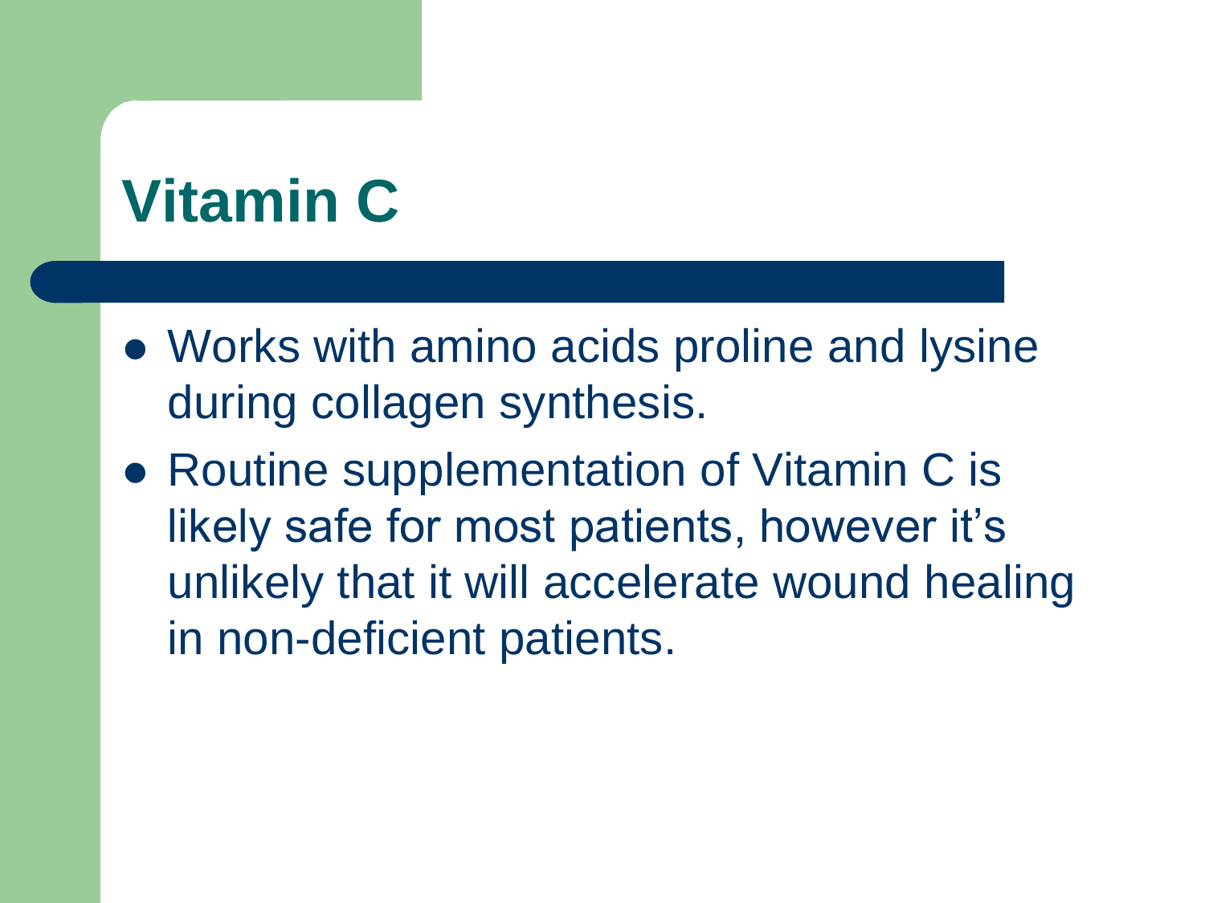# Vitamin C

- Works with amino acids proline and lysine during collagen synthesis.
- Routine supplementation of Vitamin C is likely safe for most patients, however it's unlikely that it will accelerate wound healing in non-deficient patients.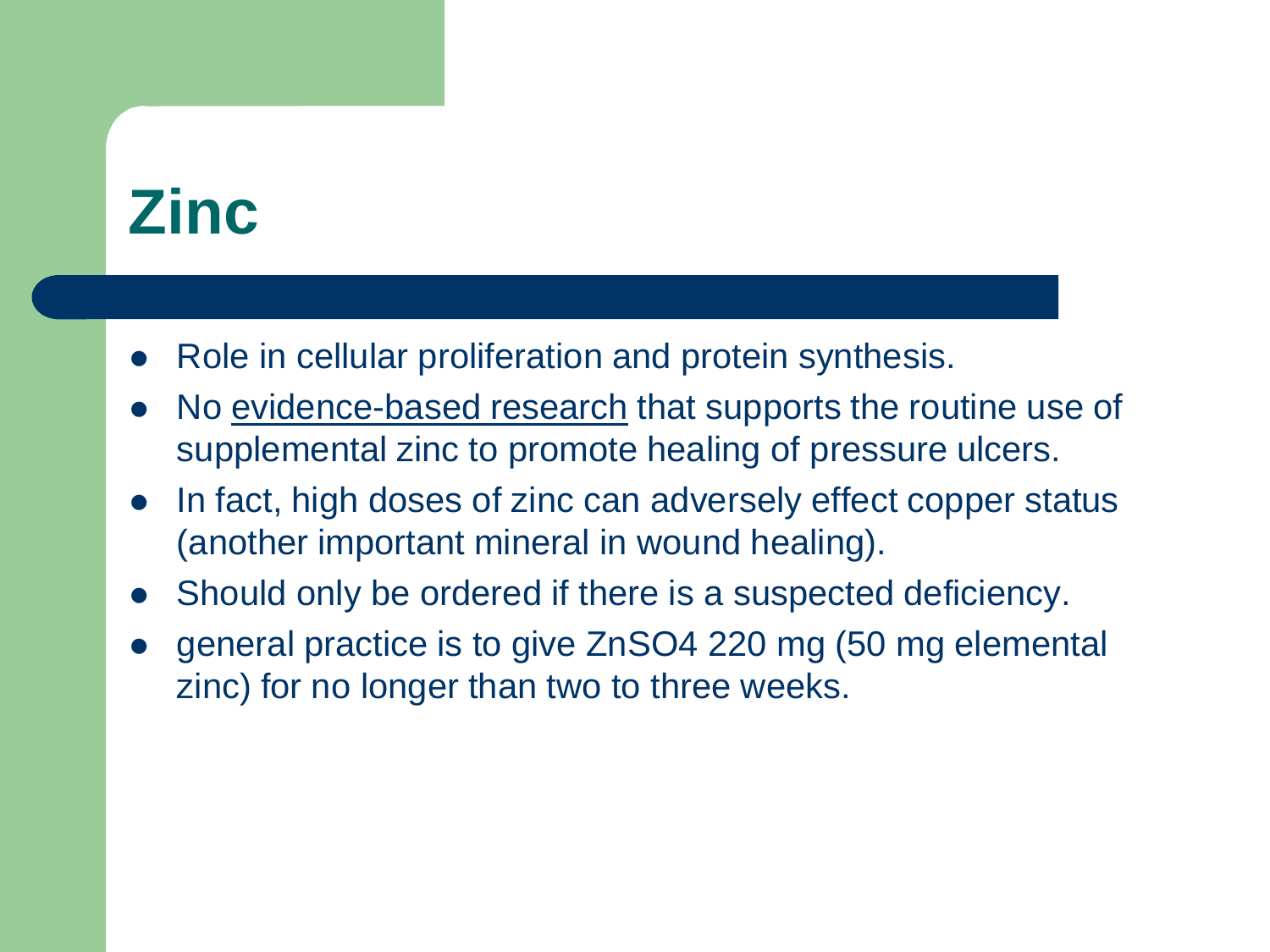# Zinc

- Role in cellular proliferation and protein synthesis.
- No evidence-based research that supports the routine use of supplemental zinc to promote healing of pressure ulcers.
- In fact, high doses of zinc can adversely effect copper status (another important mineral in wound healing).
- Should only be ordered if there is a suspected deficiency.
- general practice is to give $ZnSO_4$ 220 mg (50 mg elemental zinc) for no longer than two to three weeks.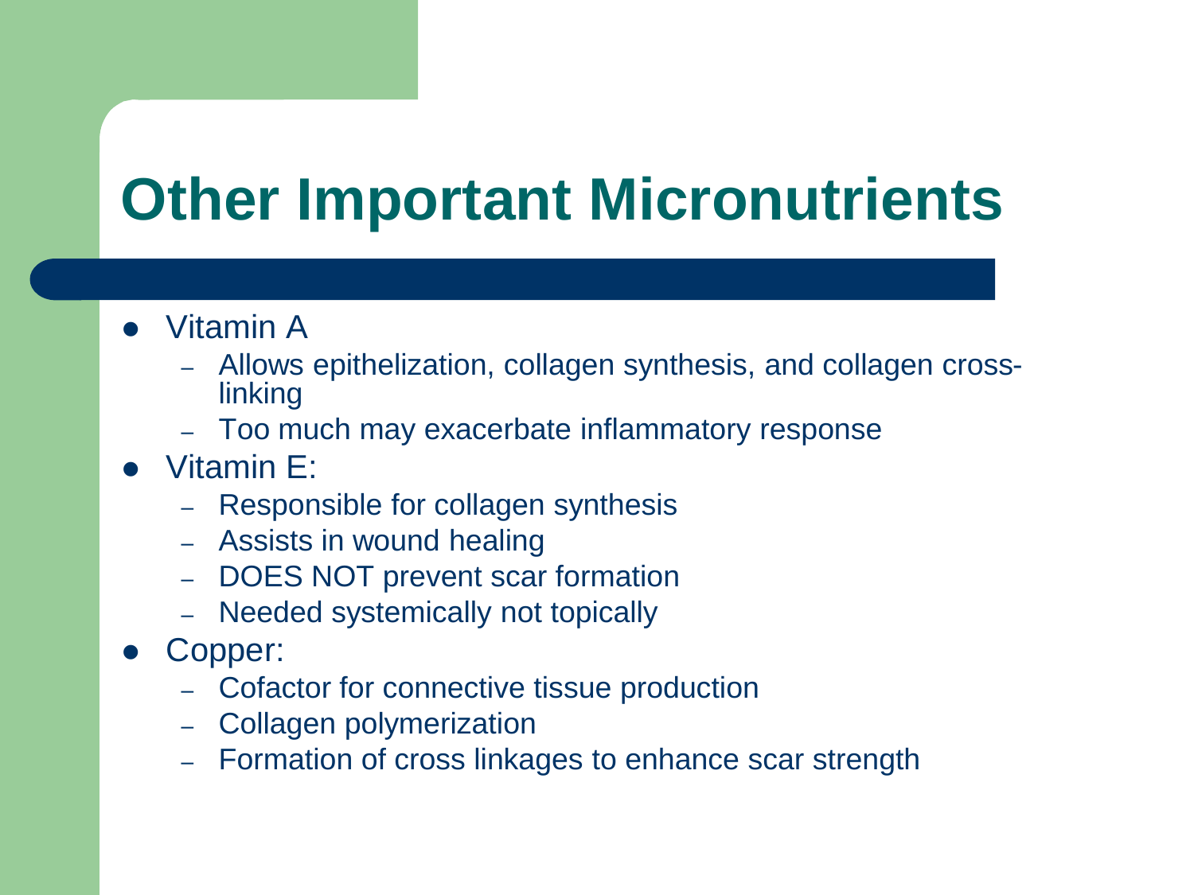# Other Important Micronutrients

- Vitamin A
  - Allows epithelization, collagen synthesis, and collagen cross-linking
  - Too much may exacerbate inflammatory response
- Vitamin E:
  - Responsible for collagen synthesis
  - Assists in wound healing
  - DOES NOT prevent scar formation
  - Needed systemically not topically
- Copper:
  - Cofactor for connective tissue production
  - Collagen polymerization
  - Formation of cross linkages to enhance scar strength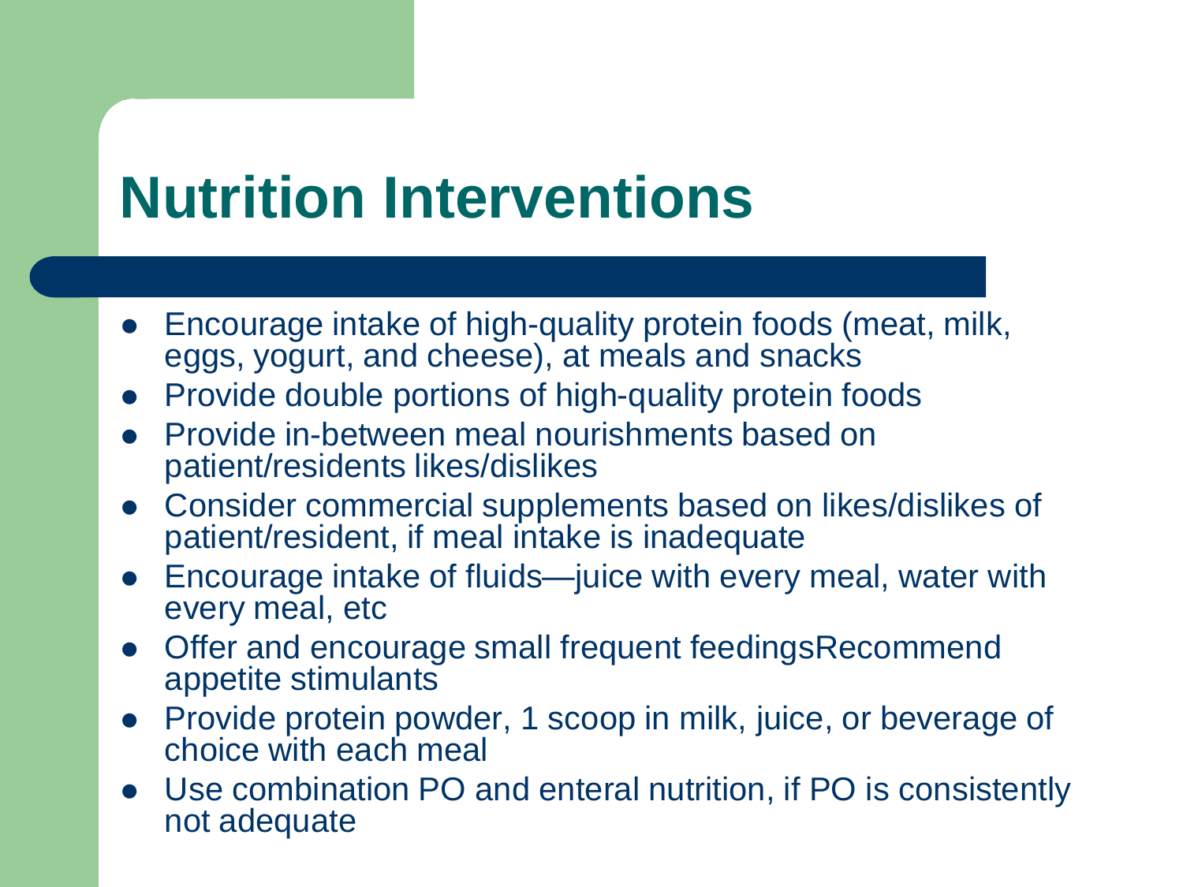# Nutrition Interventions

- Encourage intake of high-quality protein foods (meat, milk, eggs, yogurt, and cheese), at meals and snacks
- Provide double portions of high-quality protein foods
- Provide in-between meal nourishments based on patient/residents likes/dislikes
- Consider commercial supplements based on likes/dislikes of patient/resident, if meal intake is inadequate
- Encourage intake of fluids—juice with every meal, water with every meal, etc
- Offer and encourage small frequent feedingsRecommend appetite stimulants
- Provide protein powder, 1 scoop in milk, juice, or beverage of choice with each meal
- Use combination PO and enteral nutrition, if PO is consistently not adequate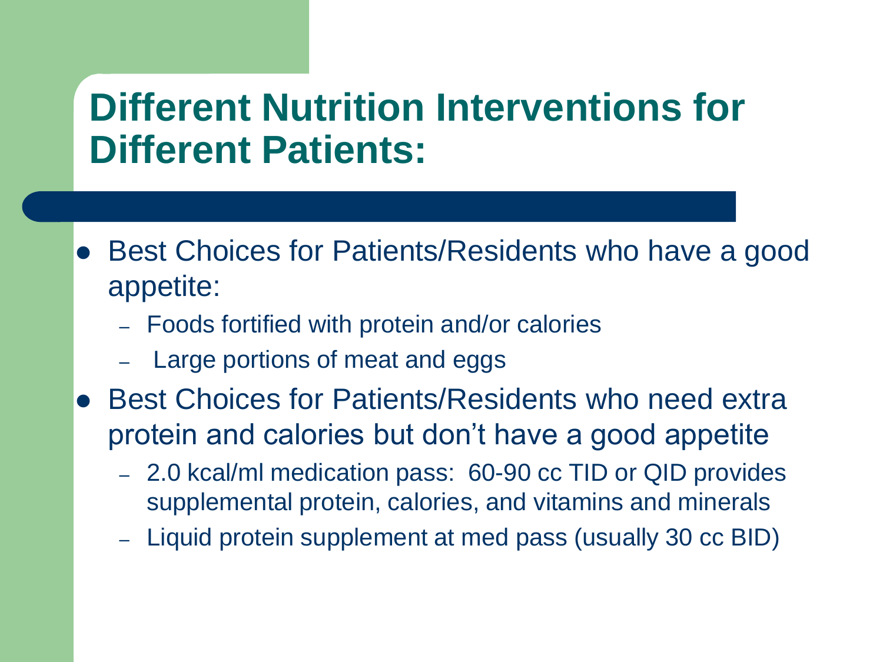# Different Nutrition Interventions for Different Patients:

- Best Choices for Patients/Residents who have a good appetite:
  - Foods fortified with protein and/or calories
  - Large portions of meat and eggs
- Best Choices for Patients/Residents who need extra protein and calories but don't have a good appetite
  - 2.0 kcal/ml medication pass: 60-90 cc TID or QID provides supplemental protein, calories, and vitamins and minerals
  - Liquid protein supplement at med pass (usually 30 cc BID)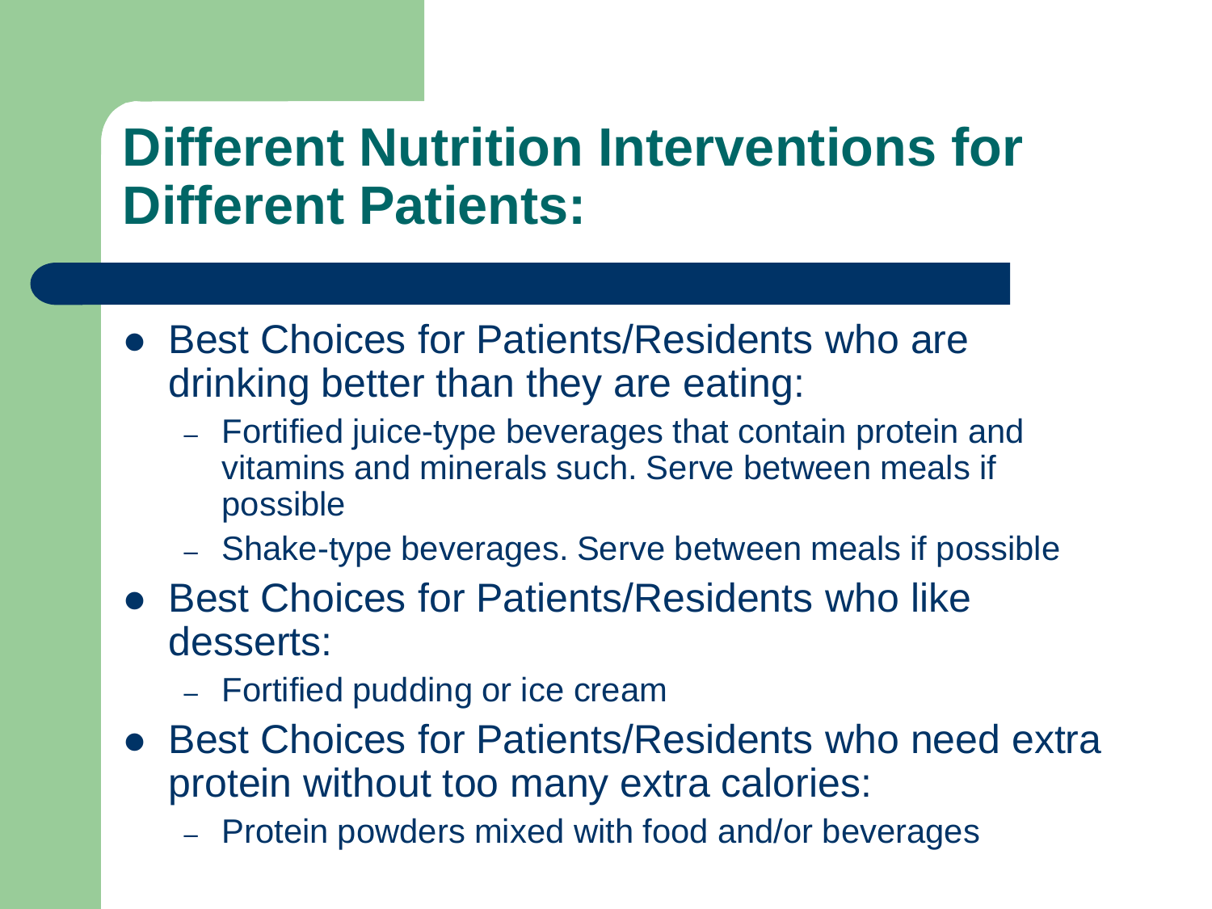# Different Nutrition Interventions for Different Patients:

- Best Choices for Patients/Residents who are drinking better than they are eating:
  - Fortified juice-type beverages that contain protein and vitamins and minerals such. Serve between meals if possible
  - Shake-type beverages. Serve between meals if possible
- Best Choices for Patients/Residents who like desserts:
  - Fortified pudding or ice cream
- Best Choices for Patients/Residents who need extra protein without too many extra calories:
  - Protein powders mixed with food and/or beverages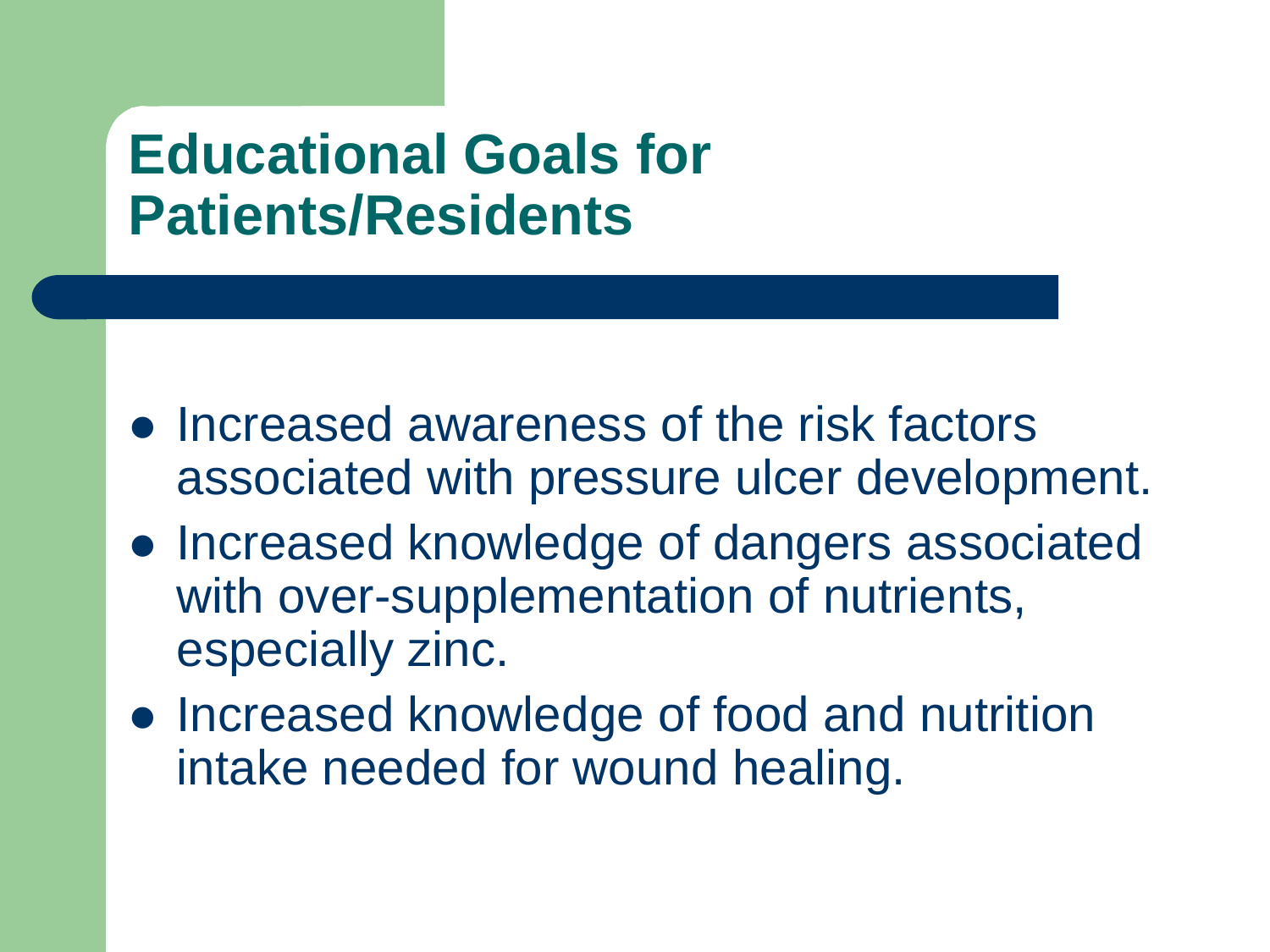# Educational Goals for Patients/Residents

- Increased awareness of the risk factors associated with pressure ulcer development.
- Increased knowledge of dangers associated with over-supplementation of nutrients, especially zinc.
- Increased knowledge of food and nutrition intake needed for wound healing.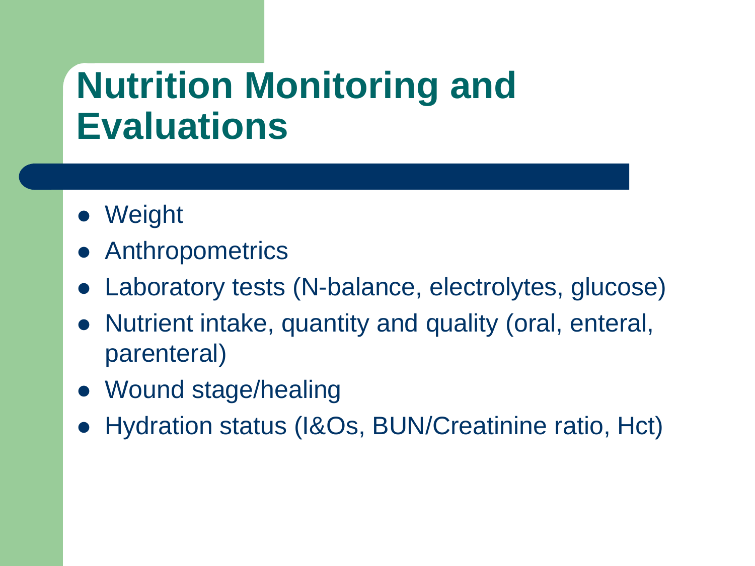# Nutrition Monitoring and Evaluations

- Weight
- Anthropometrics
- Laboratory tests (N-balance, electrolytes, glucose)
- Nutrient intake, quantity and quality (oral, enteral, parenteral)
- Wound stage/healing
- Hydration status (I&Os, BUN/Creatinine ratio, Hct)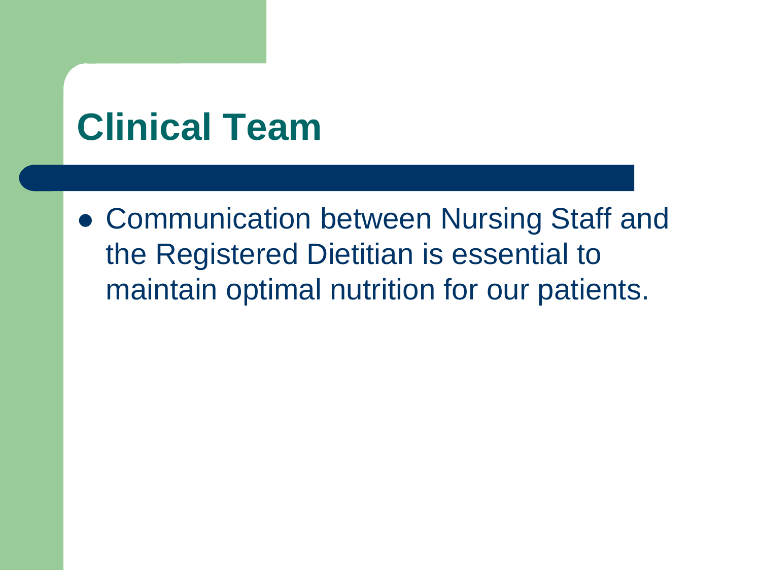# Clinical Team

- Communication between Nursing Staff and the Registered Dietitian is essential to maintain optimal nutrition for our patients.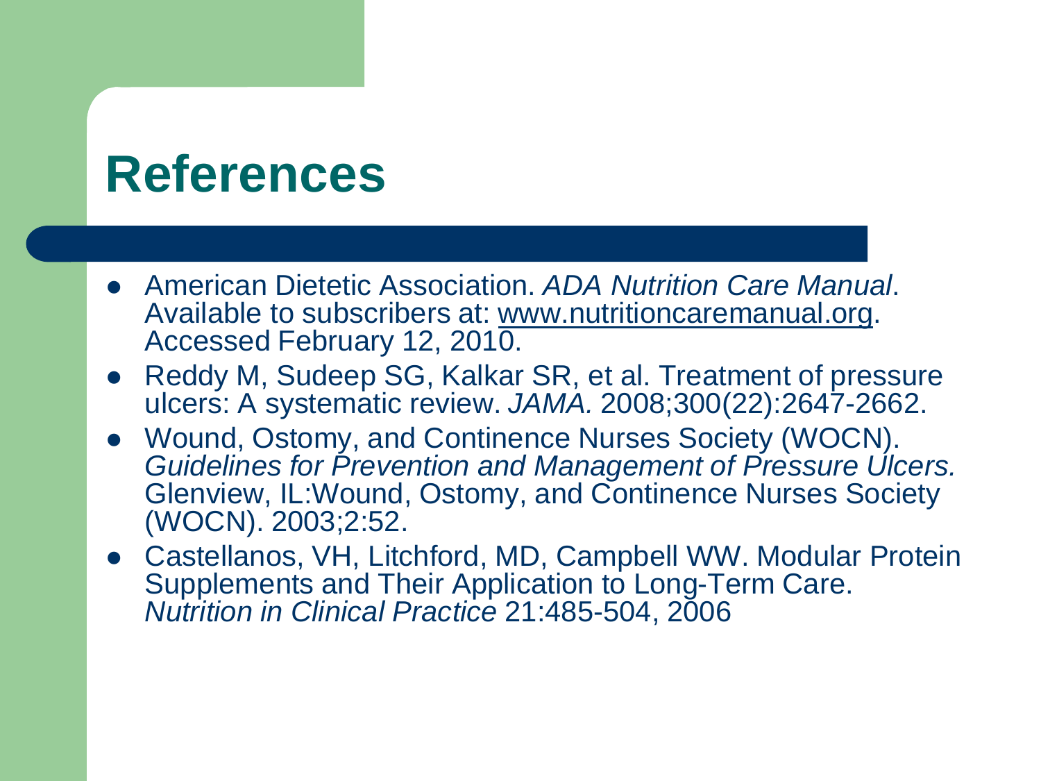# References

- American Dietetic Association. *ADA Nutrition Care Manual*. Available to subscribers at: www.nutritioncaremanual.org. Accessed February 12, 2010.
- Reddy M, Sudeep SG, Kalkar SR, et al. Treatment of pressure ulcers: A systematic review. *JAMA.* 2008;300(22):2647-2662.
- Wound, Ostomy, and Continence Nurses Society (WOCN). *Guidelines for Prevention and Management of Pressure Ulcers.* Glenview, IL:Wound, Ostomy, and Continence Nurses Society (WOCN). 2003;2:52.
- Castellanos, VH, Litchford, MD, Campbell WW. Modular Protein Supplements and Their Application to Long-Term Care. *Nutrition in Clinical Practice* 21:485-504, 2006